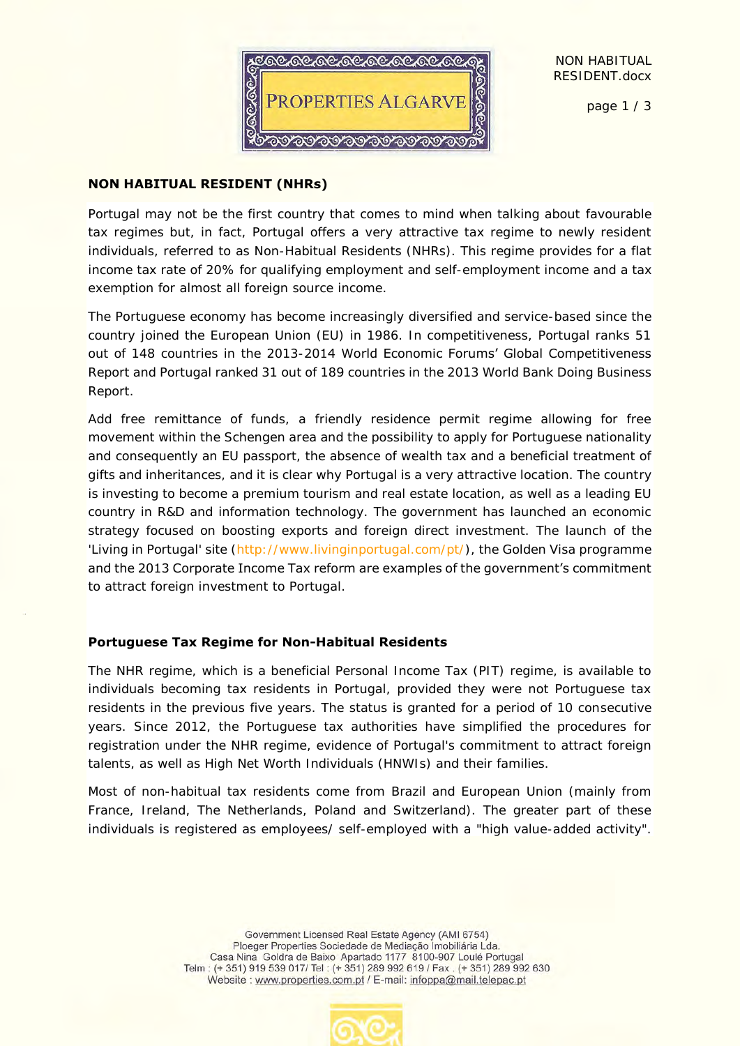## NON HABITUAL RESIDENT (NHRs)

Portugal may not be the first country that comes to mind when talking about favourable tax regimes but, in fact, Portugal offers a very attractive tax regime to newly resident individuals, referred to as Non-Habitual Residents (NHRs). This regime provides for a flat income tax rate of 20% for qualifying employment and self-employment income and a tax exemption for almost all foreign source income.

The Portuguese economy has become increasingly diversified and service-based since the country joined the European Union (EU) in 1986. In competitiveness, Portugal ranks 51 out of 148 countries in the 2013-2014 World Economic Forums' Global Competitiveness Report and Portugal ranked 31 out of 189 countries in the 2013 World Bank Doing Business Report.

Add free remittance of funds, a friendly residence permit regime allowing for free movement within the Schengen area and the possibility to apply for Portuguese nationality and consequently an EU passport, the absence of wealth tax and a beneficial treatment of gifts and inheritances, and it is clear why Portugal is a very attractive location. The country is investing to become a premium tourism and real estate location, as well as a leading EU country in R&D and information technology. The government has launched an economic strategy focused on boosting exports and foreign direct investment. The launch of the 'Living in Portugal' site (http://www.livinginportugal.com/pt/), the Golden Visa programme and the 2013 Corporate Income Tax reform are examples of the government's commitment to attract foreign investment to Portugal.

### Portuguese Tax Regime for Non-Habitual Residents

The NHR regime, which is a beneficial Personal Income Tax (PIT) regime, is available to individuals becoming tax residents in Portugal, provided they were not Portuguese tax residents in the previous five years. The status is granted for a period of 10 consecutive years. Since 2012, the Portuguese tax authorities have simplified the procedures for registration under the NHR regime, evidence of Portugal's commitment to attract foreign talents, as well as High Net Worth Individuals (HNWIs) and their families.

Most of non-habitual tax residents come from Brazil and European Union (mainly from France, Ireland, The Netherlands, Poland and Switzerland). The greater part of these individuals is registered as employees/ self-employed with a "high value-added activity".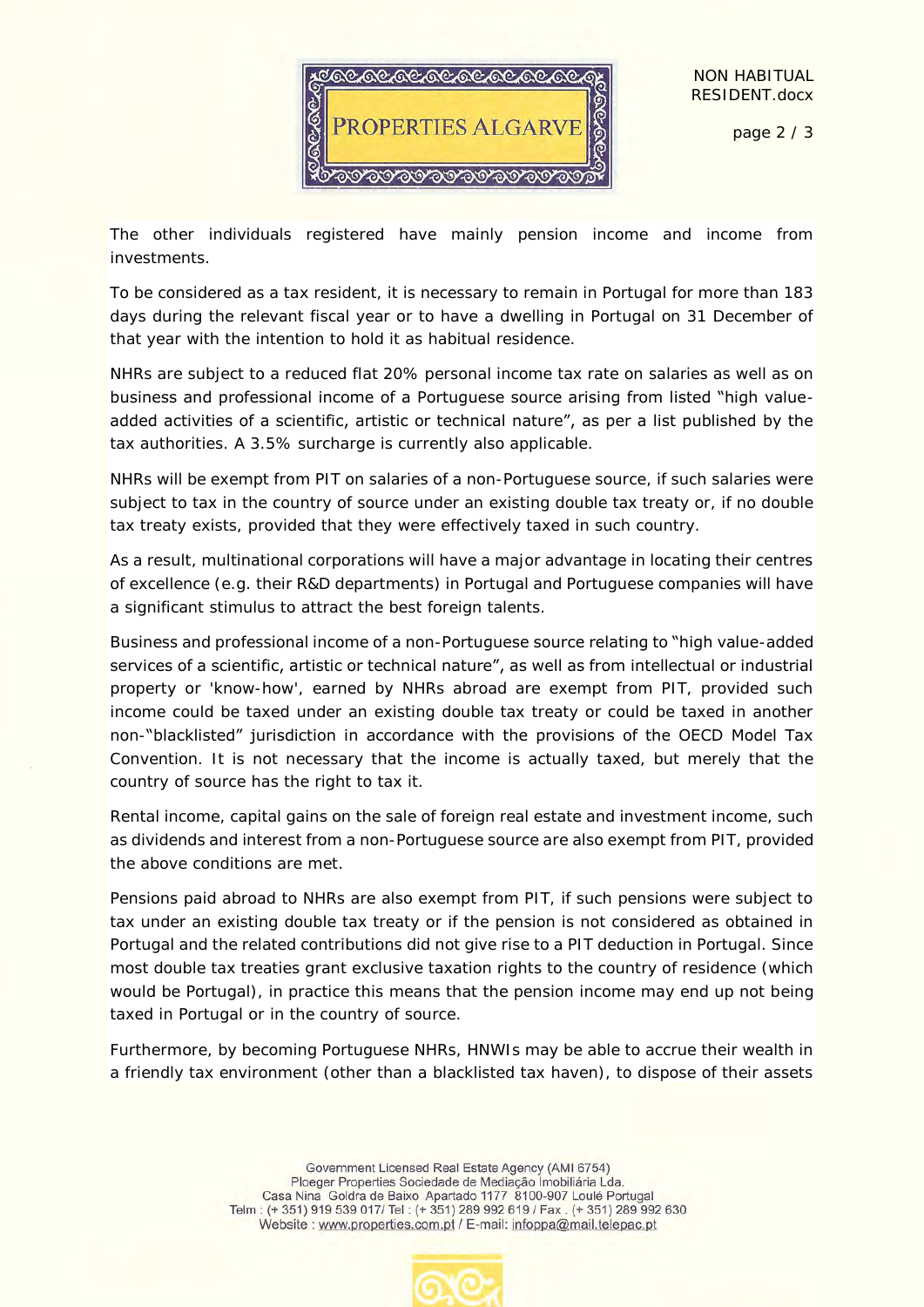The other individuals registered have mainly pension income and income from investments.

To be considered as a tax resident, it is necessary to remain in Portugal for more than 183 days during the relevant fiscal year or to have a dwelling in Portugal on 31 December of that year with the intention to hold it as habitual residence.

NHRs are subject to a reduced flat 20% personal income tax rate on salaries as well as on business and professional income of a Portuguese source arising from listed "high value-added activities of a scientific, artistic or technical nature", as per a list published by the tax authorities. A 3.5% surcharge is currently also applicable.

NHRs will be exempt from PIT on salaries of a non-Portuguese source, if such salaries were subject to tax in the country of source under an existing double tax treaty or, if no double tax treaty exists, provided that they were effectively taxed in such country.

As a result, multinational corporations will have a major advantage in locating their centres of excellence (e.g. their R&D departments) in Portugal and Portuguese companies will have a significant stimulus to attract the best foreign talents.

Business and professional income of a non-Portuguese source relating to "high value-added services of a scientific, artistic or technical nature", as well as from intellectual or industrial property or 'know-how', earned by NHRs abroad are exempt from PIT, provided such income could be taxed under an existing double tax treaty or could be taxed in another non-"blacklisted" jurisdiction in accordance with the provisions of the OECD Model Tax Convention. It is not necessary that the income is actually taxed, but merely that the country of source has the right to tax it.

Rental income, capital gains on the sale of foreign real estate and investment income, such as dividends and interest from a non-Portuguese source are also exempt from PIT, provided the above conditions are met.

Pensions paid abroad to NHRs are also exempt from PIT, if such pensions were subject to tax under an existing double tax treaty or if the pension is not considered as obtained in Portugal and the related contributions did not give rise to a PIT deduction in Portugal. Since most double tax treaties grant exclusive taxation rights to the country of residence (which would be Portugal), in practice this means that the pension income may end up not being taxed in Portugal or in the country of source.

Furthermore, by becoming Portuguese NHRs, HNWIs may be able to accrue their wealth in a friendly tax environment (other than a blacklisted tax haven), to dispose of their assets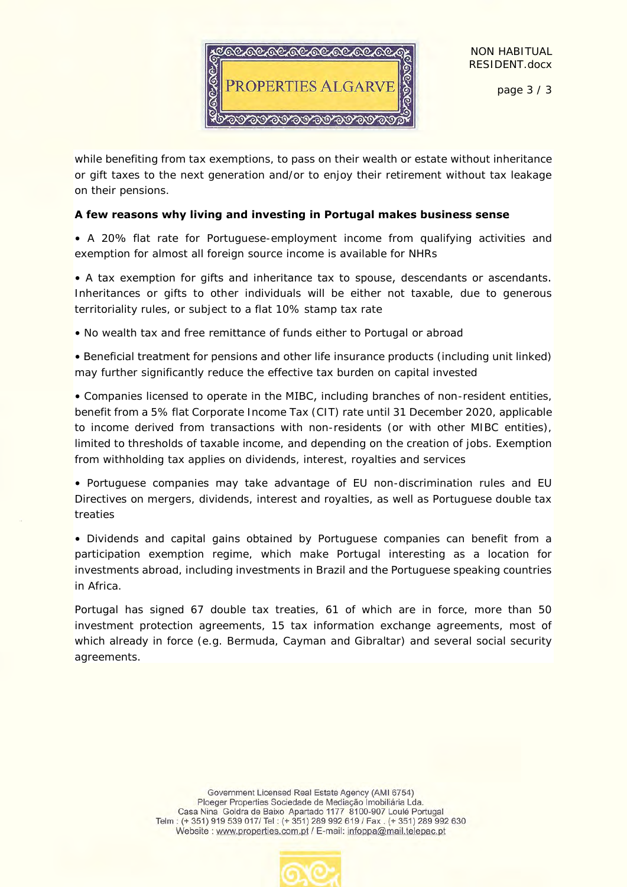while benefiting from tax exemptions, to pass on their wealth or estate without inheritance or gift taxes to the next generation and/or to enjoy their retirement without tax leakage on their pensions.

**A few reasons why living and investing in Portugal makes business sense**

- A 20% flat rate for Portuguese-employment income from qualifying activities and exemption for almost all foreign source income is available for NHRs

- A tax exemption for gifts and inheritance tax to spouse, descendants or ascendants. Inheritances or gifts to other individuals will be either not taxable, due to generous territoriality rules, or subject to a flat 10% stamp tax rate

- No wealth tax and free remittance of funds either to Portugal or abroad

- Beneficial treatment for pensions and other life insurance products (including unit linked) may further significantly reduce the effective tax burden on capital invested

- Companies licensed to operate in the MIBC, including branches of non-resident entities, benefit from a 5% flat Corporate Income Tax (CIT) rate until 31 December 2020, applicable to income derived from transactions with non-residents (or with other MIBC entities), limited to thresholds of taxable income, and depending on the creation of jobs. Exemption from withholding tax applies on dividends, interest, royalties and services

- Portuguese companies may take advantage of EU non-discrimination rules and EU Directives on mergers, dividends, interest and royalties, as well as Portuguese double tax treaties

- Dividends and capital gains obtained by Portuguese companies can benefit from a participation exemption regime, which make Portugal interesting as a location for investments abroad, including investments in Brazil and the Portuguese speaking countries in Africa.

Portugal has signed 67 double tax treaties, 61 of which are in force, more than 50 investment protection agreements, 15 tax information exchange agreements, most of which already in force (e.g. Bermuda, Cayman and Gibraltar) and several social security agreements.